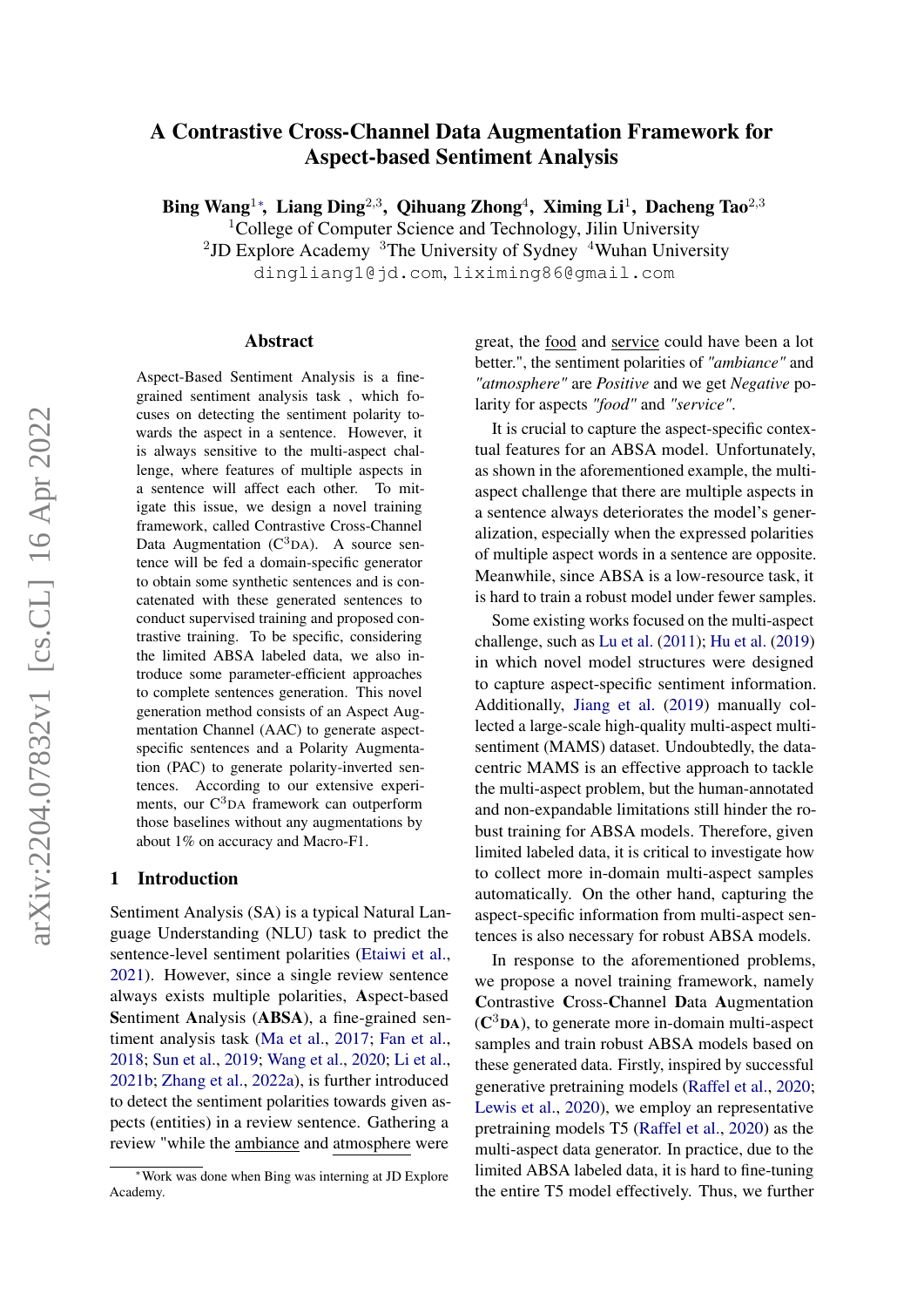# A Contrastive Cross-Channel Data Augmentation Framework for Aspect-based Sentiment Analysis

**Bing Wang**[1*], **Liang Ding**[2,3], **Qihuang Zhong**[4], **Ximing Li**[1], **Dacheng Tao**[2,3]

[1]College of Computer Science and Technology, Jilin University
[2]JD Explore Academy [3]The University of Sydney [4]Wuhan University

dingliang1@jd.com, liximing86@gmail.com

## Abstract

Aspect-Based Sentiment Analysis is a fine-grained sentiment analysis task , which focuses on detecting the sentiment polarity towards the aspect in a sentence. However, it is always sensitive to the multi-aspect challenge, where features of multiple aspects in a sentence will affect each other. To mitigate this issue, we design a novel training framework, called Contrastive Cross-Channel Data Augmentation (C$^3$DA). A source sentence will be fed a domain-specific generator to obtain some synthetic sentences and is concatenated with these generated sentences to conduct supervised training and proposed contrastive training. To be specific, considering the limited ABSA labeled data, we also introduce some parameter-efficient approaches to complete sentences generation. This novel generation method consists of an Aspect Augmentation Channel (AAC) to generate aspect-specific sentences and a Polarity Augmentation (PAC) to generate polarity-inverted sentences. According to our extensive experiments, our C$^3$DA framework can outperform those baselines without any augmentations by about 1% on accuracy and Macro-F1.

## 1 Introduction

Sentiment Analysis (SA) is a typical Natural Language Understanding (NLU) task to predict the sentence-level sentiment polarities (Etaiwi et al., 2021). However, since a single review sentence always exists multiple polarities, **A**spect-based **S**entiment **A**nalysis (**ABSA**), a fine-grained sentiment analysis task (Ma et al., 2017; Fan et al., 2018; Sun et al., 2019; Wang et al., 2020; Li et al., 2021b; Zhang et al., 2022a), is further introduced to detect the sentiment polarities towards given aspects (entities) in a review sentence. Gathering a review "while the ambiance and atmosphere were great, the food and service could have been a lot better.", the sentiment polarities of *"ambiance"* and *"atmosphere"* are *Positive* and we get *Negative* polarity for aspects *"food"* and *"service"*.

It is crucial to capture the aspect-specific contextual features for an ABSA model. Unfortunately, as shown in the aforementioned example, the multi-aspect challenge that there are multiple aspects in a sentence always deteriorates the model's generalization, especially when the expressed polarities of multiple aspect words in a sentence are opposite. Meanwhile, since ABSA is a low-resource task, it is hard to train a robust model under fewer samples.

Some existing works focused on the multi-aspect challenge, such as Lu et al. (2011); Hu et al. (2019) in which novel model structures were designed to capture aspect-specific sentiment information. Additionally, Jiang et al. (2019) manually collected a large-scale high-quality multi-aspect multi-sentiment (MAMS) dataset. Undoubtedly, the data-centric MAMS is an effective approach to tackle the multi-aspect problem, but the human-annotated and non-expandable limitations still hinder the robust training for ABSA models. Therefore, given limited labeled data, it is critical to investigate how to collect more in-domain multi-aspect samples automatically. On the other hand, capturing the aspect-specific information from multi-aspect sentences is also necessary for robust ABSA models.

In response to the aforementioned problems, we propose a novel training framework, namely **C**ontrastive **C**ross-**C**hannel **D**ata **A**ugmentation (**C$^3$DA**), to generate more in-domain multi-aspect samples and train robust ABSA models based on these generated data. Firstly, inspired by successful generative pretraining models (Raffel et al., 2020; Lewis et al., 2020), we employ an representative pretraining models T5 (Raffel et al., 2020) as the multi-aspect data generator. In practice, due to the limited ABSA labeled data, it is hard to fine-tuning the entire T5 model effectively. Thus, we further

---
[*]Work was done when Bing was interning at JD Explore Academy.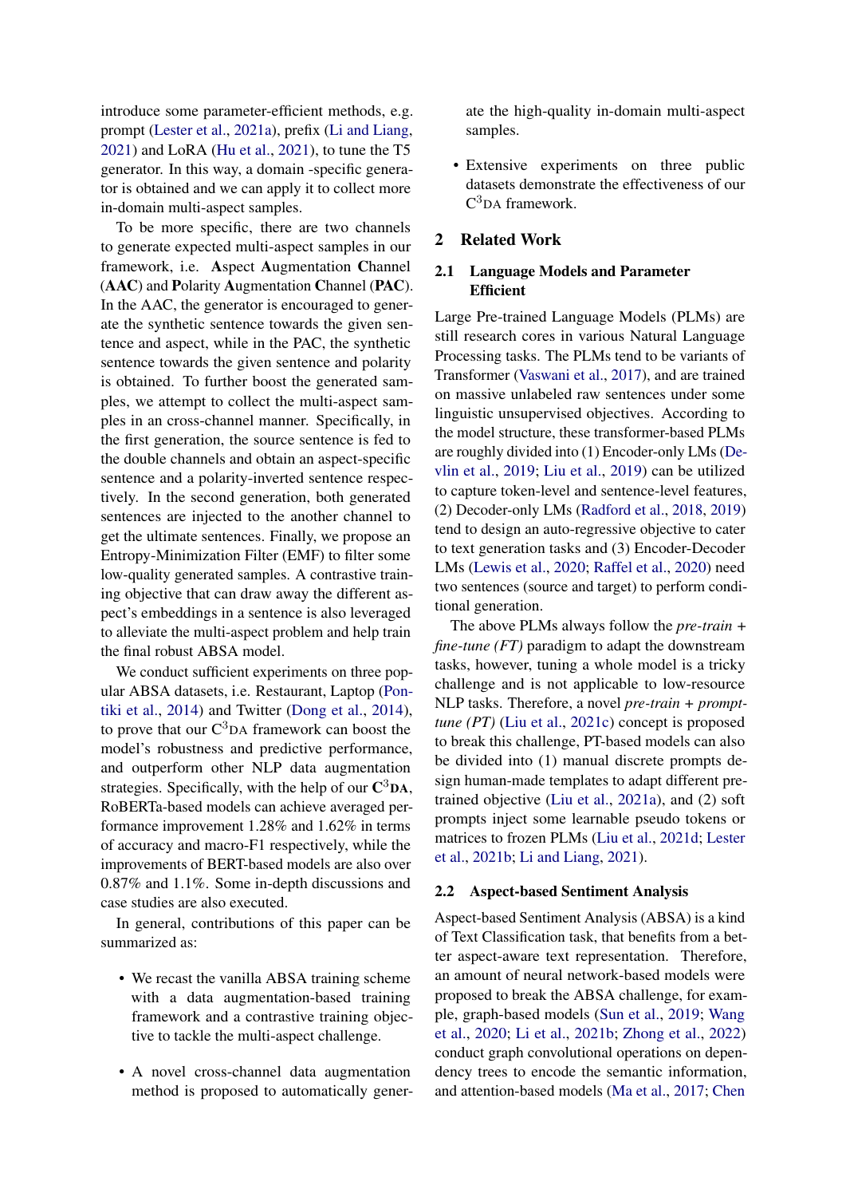introduce some parameter-efficient methods, e.g. prompt (Lester et al., 2021a), prefix (Li and Liang, 2021) and LoRA (Hu et al., 2021), to tune the T5 generator. In this way, a domain -specific generator is obtained and we can apply it to collect more in-domain multi-aspect samples.

To be more specific, there are two channels to generate expected multi-aspect samples in our framework, i.e. **A**spect **A**ugmentation **C**hannel (**AAC**) and **P**olarity **A**ugmentation **C**hannel (**PAC**). In the AAC, the generator is encouraged to generate the synthetic sentence towards the given sentence and aspect, while in the PAC, the synthetic sentence towards the given sentence and polarity is obtained. To further boost the generated samples, we attempt to collect the multi-aspect samples in an cross-channel manner. Specifically, in the first generation, the source sentence is fed to the double channels and obtain an aspect-specific sentence and a polarity-inverted sentence respectively. In the second generation, both generated sentences are injected to the another channel to get the ultimate sentences. Finally, we propose an Entropy-Minimization Filter (EMF) to filter some low-quality generated samples. A contrastive training objective that can draw away the different aspect's embeddings in a sentence is also leveraged to alleviate the multi-aspect problem and help train the final robust ABSA model.

We conduct sufficient experiments on three popular ABSA datasets, i.e. Restaurant, Laptop (Pontiki et al., 2014) and Twitter (Dong et al., 2014), to prove that our C$^3$DA framework can boost the model's robustness and predictive performance, and outperform other NLP data augmentation strategies. Specifically, with the help of our **C$^3$DA**, RoBERTa-based models can achieve averaged performance improvement 1.28% and 1.62% in terms of accuracy and macro-F1 respectively, while the improvements of BERT-based models are also over 0.87% and 1.1%. Some in-depth discussions and case studies are also executed.

In general, contributions of this paper can be summarized as:

- We recast the vanilla ABSA training scheme with a data augmentation-based training framework and a contrastive training objective to tackle the multi-aspect challenge.
- A novel cross-channel data augmentation method is proposed to automatically generate the high-quality in-domain multi-aspect samples.
- Extensive experiments on three public datasets demonstrate the effectiveness of our C$^3$DA framework.

## 2 Related Work

### 2.1 Language Models and Parameter Efficient

Large Pre-trained Language Models (PLMs) are still research cores in various Natural Language Processing tasks. The PLMs tend to be variants of Transformer (Vaswani et al., 2017), and are trained on massive unlabeled raw sentences under some linguistic unsupervised objectives. According to the model structure, these transformer-based PLMs are roughly divided into (1) Encoder-only LMs (Devlin et al., 2019; Liu et al., 2019) can be utilized to capture token-level and sentence-level features, (2) Decoder-only LMs (Radford et al., 2018, 2019) tend to design an auto-regressive objective to cater to text generation tasks and (3) Encoder-Decoder LMs (Lewis et al., 2020; Raffel et al., 2020) need two sentences (source and target) to perform conditional generation.

The above PLMs always follow the *pre-train + fine-tune (FT)* paradigm to adapt the downstream tasks, however, tuning a whole model is a tricky challenge and is not applicable to low-resource NLP tasks. Therefore, a novel *pre-train + prompt-tune (PT)* (Liu et al., 2021c) concept is proposed to break this challenge, PT-based models can also be divided into (1) manual discrete prompts design human-made templates to adapt different pre-trained objective (Liu et al., 2021a), and (2) soft prompts inject some learnable pseudo tokens or matrices to frozen PLMs (Liu et al., 2021d; Lester et al., 2021b; Li and Liang, 2021).

### 2.2 Aspect-based Sentiment Analysis

Aspect-based Sentiment Analysis (ABSA) is a kind of Text Classification task, that benefits from a better aspect-aware text representation. Therefore, an amount of neural network-based models were proposed to break the ABSA challenge, for example, graph-based models (Sun et al., 2019; Wang et al., 2020; Li et al., 2021b; Zhong et al., 2022) conduct graph convolutional operations on dependency trees to encode the semantic information, and attention-based models (Ma et al., 2017; Chen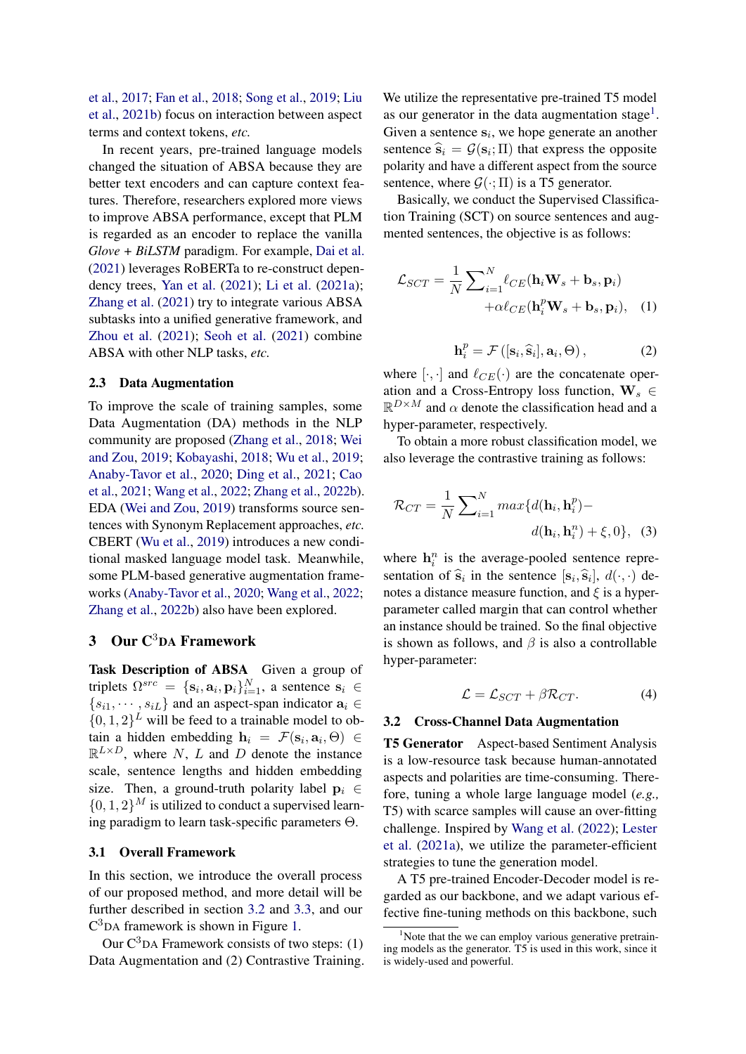et al., 2017; Fan et al., 2018; Song et al., 2019; Liu et al., 2021b) focus on interaction between aspect terms and context tokens, *etc.*

In recent years, pre-trained language models changed the situation of ABSA because they are better text encoders and can capture context features. Therefore, researchers explored more views to improve ABSA performance, except that PLM is regarded as an encoder to replace the vanilla *Glove + BiLSTM* paradigm. For example, Dai et al. (2021) leverages RoBERTa to re-construct dependency trees, Yan et al. (2021); Li et al. (2021a); Zhang et al. (2021) try to integrate various ABSA subtasks into a unified generative framework, and Zhou et al. (2021); Seoh et al. (2021) combine ABSA with other NLP tasks, *etc.*

### 2.3 Data Augmentation

To improve the scale of training samples, some Data Augmentation (DA) methods in the NLP community are proposed (Zhang et al., 2018; Wei and Zou, 2019; Kobayashi, 2018; Wu et al., 2019; Anaby-Tavor et al., 2020; Ding et al., 2021; Cao et al., 2021; Wang et al., 2022; Zhang et al., 2022b). EDA (Wei and Zou, 2019) transforms source sentences with Synonym Replacement approaches, *etc.* CBERT (Wu et al., 2019) introduces a new conditional masked language model task. Meanwhile, some PLM-based generative augmentation frameworks (Anaby-Tavor et al., 2020; Wang et al., 2022; Zhang et al., 2022b) also have been explored.

## 3 Our C$^3$DA Framework

**Task Description of ABSA** Given a group of triplets $\Omega^{src} = \{\mathbf{s}_i, \mathbf{a}_i, \mathbf{p}_i\}_{i=1}^{N}$, a sentence $\mathbf{s}_i \in \{s_{i1}, \cdots, s_{iL}\}$ and an aspect-span indicator $\mathbf{a}_i \in \{0, 1, 2\}^L$ will be feed to a trainable model to obtain a hidden embedding $\mathbf{h}_i = \mathcal{F}(\mathbf{s}_i, \mathbf{a}_i, \Theta) \in \mathbb{R}^{L \times D}$, where $N$, $L$ and $D$ denote the instance scale, sentence lengths and hidden embedding size. Then, a ground-truth polarity $\mathbf{p}_i \in \{0, 1, 2\}^M$ is utilized to conduct a supervised learning paradigm to learn task-specific parameters $\Theta$.

### 3.1 Overall Framework

In this section, we introduce the overall process of our proposed method, and more detail will be further described in section 3.2 and 3.3, and our C$^3$DA framework is shown in Figure 1.

Our C$^3$DA Framework consists of two steps: (1) Data Augmentation and (2) Contrastive Training. We utilize the representative pre-trained T5 model as our generator in the data augmentation stage[1]. Given a sentence $\mathbf{s}_i$, we hope generate an another sentence $\widehat{\mathbf{s}}_i = \mathcal{G}(\mathbf{s}_i; \Pi)$ that express the opposite polarity and have a different aspect from the source sentence, where $\mathcal{G}(\cdot; \Pi)$ is a T5 generator.

Basically, we conduct the Supervised Classification Training (SCT) on source sentences and augmented sentences, the objective is as follows:

$$\mathcal{L}_{SCT} = \frac{1}{N} \sum\nolimits_{i=1}^{N} \ell_{CE}(\mathbf{h}_i \mathbf{W}_s + \mathbf{b}_s, \mathbf{p}_i) + \alpha \ell_{CE}(\mathbf{h}_i^p \mathbf{W}_s + \mathbf{b}_s, \mathbf{p}_i), \quad (1)$$

$$\mathbf{h}_i^p = \mathcal{F}\left([\mathbf{s}_i, \widehat{\mathbf{s}}_i], \mathbf{a}_i, \Theta\right), \quad (2)$$

where $[\cdot, \cdot]$ and $\ell_{CE}(\cdot)$ are the concatenate operation and a Cross-Entropy loss function, $\mathbf{W}_s \in \mathbb{R}^{D \times M}$ and $\alpha$ denote the classification head and a hyper-parameter, respectively.

To obtain a more robust classification model, we also leverage the contrastive training as follows:

$$\mathcal{R}_{CT} = \frac{1}{N} \sum\nolimits_{i=1}^{N} max\{d(\mathbf{h}_i, \mathbf{h}_i^p) - d(\mathbf{h}_i, \mathbf{h}_i^n) + \xi, 0\}, \quad (3)$$

where $\mathbf{h}_i^n$ is the average-pooled sentence representation of $\widehat{\mathbf{s}}_i$ in the sentence $[\mathbf{s}_i, \widehat{\mathbf{s}}_i]$, $d(\cdot, \cdot)$ denotes a distance measure function, and $\xi$ is a hyper-parameter called margin that can control whether an instance should be trained. So the final objective is shown as follows, and $\beta$ is also a controllable hyper-parameter:

$$\mathcal{L} = \mathcal{L}_{SCT} + \beta \mathcal{R}_{CT}. \quad (4)$$

### 3.2 Cross-Channel Data Augmentation

**T5 Generator** Aspect-based Sentiment Analysis is a low-resource task because human-annotated aspects and polarities are time-consuming. Therefore, tuning a whole large language model (*e.g.,* T5) with scarce samples will cause an over-fitting challenge. Inspired by Wang et al. (2022); Lester et al. (2021a), we utilize the parameter-efficient strategies to tune the generation model.

A T5 pre-trained Encoder-Decoder model is regarded as our backbone, and we adapt various effective fine-tuning methods on this backbone, such

[1]Note that the we can employ various generative pretraining models as the generator. T5 is used in this work, since it is widely-used and powerful.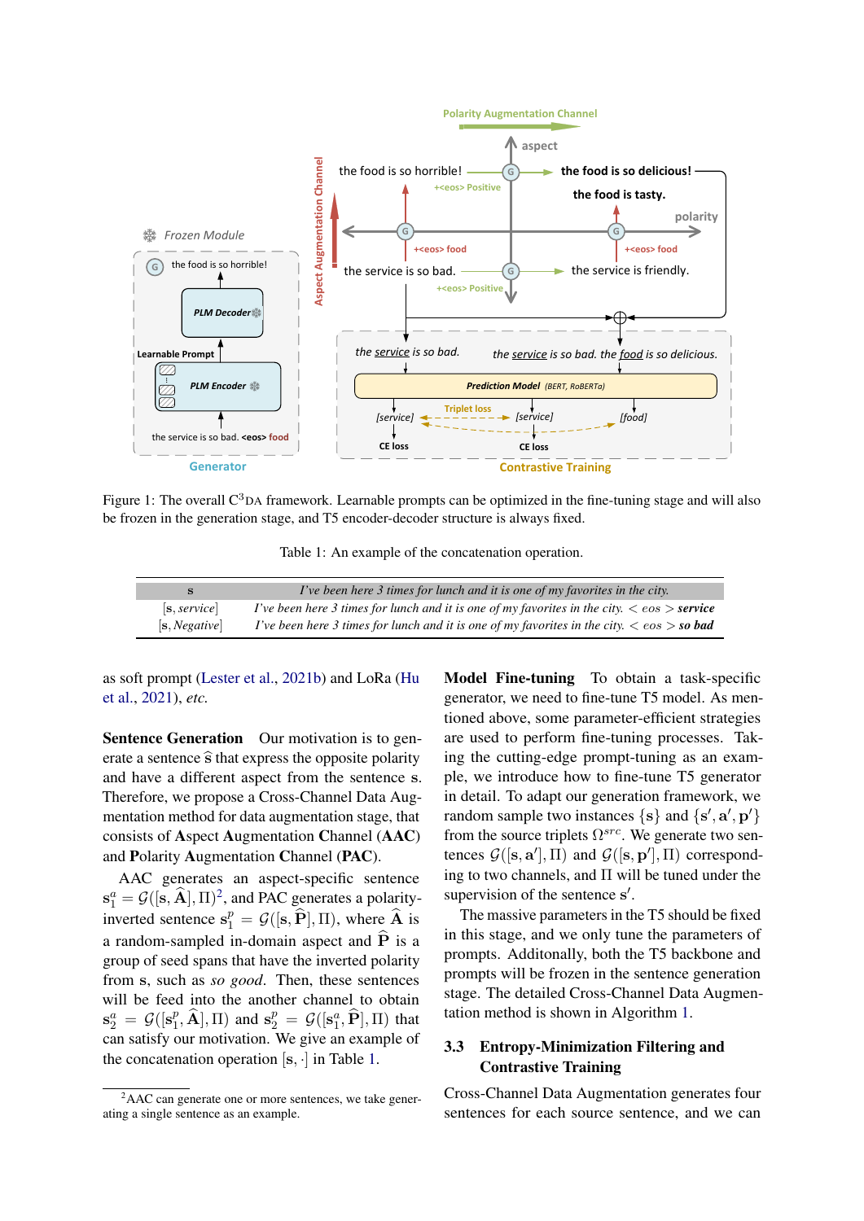Figure 1: The overall C[3]DA framework. Learnable prompts can be optimized in the fine-tuning stage and will also be frozen in the generation stage, and T5 encoder-decoder structure is always fixed.

Table 1: An example of the concatenation operation.

| $\mathbf{s}$ | *I've been here 3 times for lunch and it is one of my favorites in the city.* |
|---|---|
| $[\mathbf{s}, \textit{service}]$ | *I've been here 3 times for lunch and it is one of my favorites in the city.* $< eos >$ ***service*** |
| $[\mathbf{s}, \textit{Negative}]$ | *I've been here 3 times for lunch and it is one of my favorites in the city.* $< eos >$ ***so bad*** |

as soft prompt (Lester et al., 2021b) and LoRA (Hu et al., 2021), *etc.*

**Sentence Generation** Our motivation is to generate a sentence $\widehat{\mathbf{s}}$ that express the opposite polarity and have a different aspect from the sentence $\mathbf{s}$. Therefore, we propose a Cross-Channel Data Augmentation method for data augmentation stage, that consists of **A**spect **A**ugmentation **C**hannel (**AAC**) and **P**olarity **A**ugmentation **C**hannel (**PAC**).

AAC generates an aspect-specific sentence $\mathbf{s}_1^a = \mathcal{G}([\mathbf{s}, \widehat{\mathbf{A}}], \Pi)$[2], and PAC generates a polarity-inverted sentence $\mathbf{s}_1^p = \mathcal{G}([\mathbf{s}, \widehat{\mathbf{P}}], \Pi)$, where $\widehat{\mathbf{A}}$ is a random-sampled in-domain aspect and $\widehat{\mathbf{P}}$ is a group of seed spans that have the inverted polarity from $\mathbf{s}$, such as *so good*. Then, these sentences will be feed into the another channel to obtain $\mathbf{s}_2^a = \mathcal{G}([\mathbf{s}_1^p, \widehat{\mathbf{A}}], \Pi)$ and $\mathbf{s}_2^p = \mathcal{G}([\mathbf{s}_1^a, \widehat{\mathbf{P}}], \Pi)$ that can satisfy our motivation. We give an example of the concatenation operation $[\mathbf{s}, \cdot]$ in Table 1.

[2]AAC can generate one or more sentences, we take generating a single sentence as an example.

**Model Fine-tuning** To obtain a task-specific generator, we need to fine-tune T5 model. As mentioned above, some parameter-efficient strategies are used to perform fine-tuning processes. Taking the cutting-edge prompt-tuning as an example, we introduce how to fine-tune T5 generator in detail. To adapt our generation framework, we random sample two instances $\{\mathbf{s}\}$ and $\{\mathbf{s}', \mathbf{a}', \mathbf{p}'\}$ from the source triplets $\Omega^{src}$. We generate two sentences $\mathcal{G}([\mathbf{s}, \mathbf{a}'], \Pi)$ and $\mathcal{G}([\mathbf{s}, \mathbf{p}'], \Pi)$ corresponding to two channels, and $\Pi$ will be tuned under the supervision of the sentence $\mathbf{s}'$.

The massive parameters in the T5 should be fixed in this stage, and we only tune the parameters of prompts. Additonally, both the T5 backbone and prompts will be frozen in the sentence generation stage. The detailed Cross-Channel Data Augmentation method is shown in Algorithm 1.

## 3.3 Entropy-Minimization Filtering and Contrastive Training

Cross-Channel Data Augmentation generates four sentences for each source sentence, and we can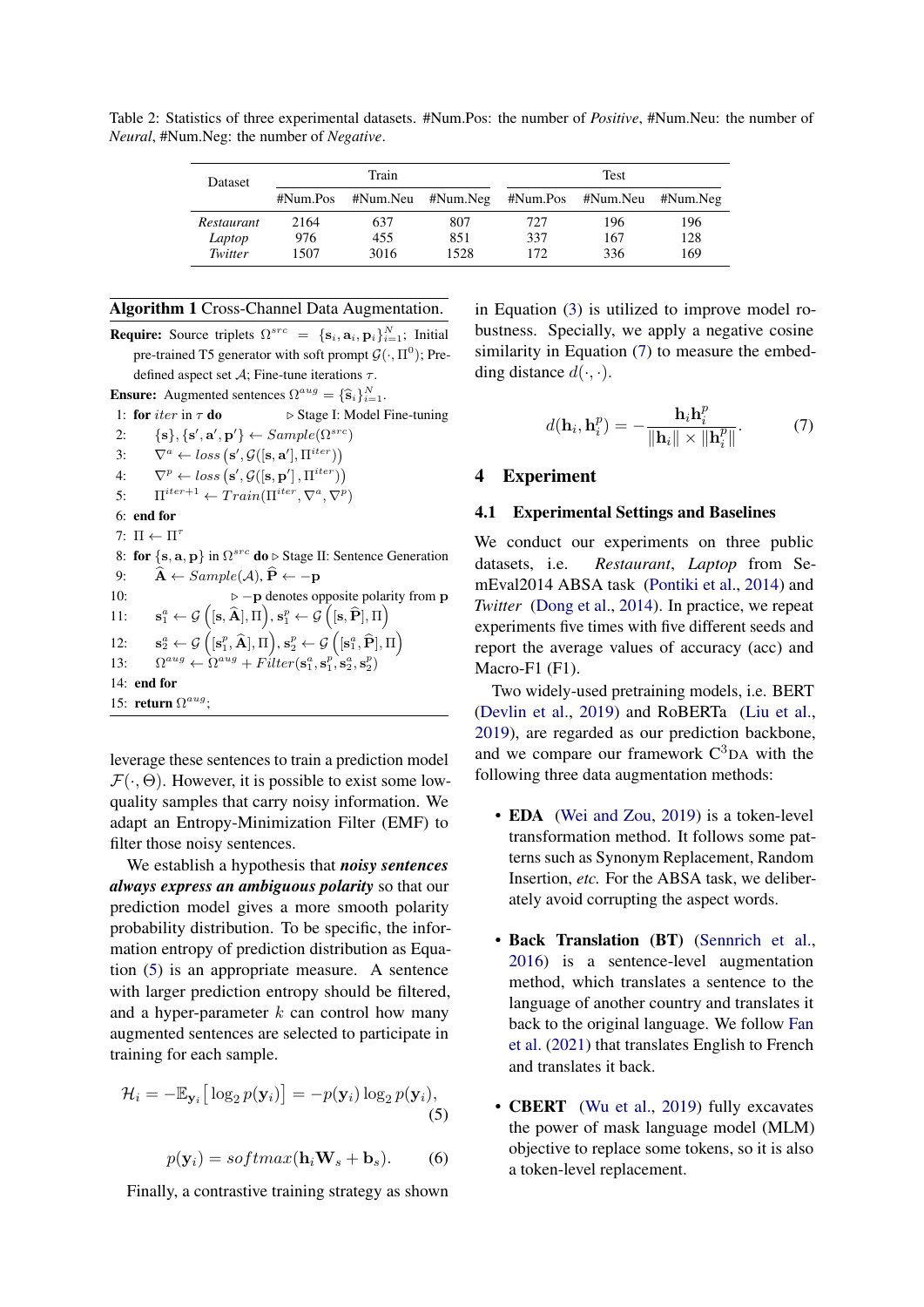Table 2: Statistics of three experimental datasets. #Num.Pos: the number of *Positive*, #Num.Neu: the number of *Neural*, #Num.Neg: the number of *Negative*.

| Dataset | Train | | | Test | | |
|---|---|---|---|---|---|---|
| | #Num.Pos | #Num.Neu | #Num.Neg | #Num.Pos | #Num.Neu | #Num.Neg |
| *Restaurant* | 2164 | 637 | 807 | 727 | 196 | 196 |
| *Laptop* | 976 | 455 | 851 | 337 | 167 | 128 |
| *Twitter* | 1507 | 3016 | 1528 | 172 | 336 | 169 |

**Algorithm 1** Cross-Channel Data Augmentation.

**Require:** Source triplets $\Omega^{src} = \{\mathbf{s}_i, \mathbf{a}_i, \mathbf{p}_i\}_{i=1}^{N}$; Initial pre-trained T5 generator with soft prompt $\mathcal{G}(\cdot, \Pi^0)$; Pre-defined aspect set $\mathcal{A}$; Fine-tune iterations $\tau$.

**Ensure:** Augmented sentences $\Omega^{aug} = \{\widehat{\mathbf{s}}_i\}_{i=1}^{N}$.

1: **for** $iter$ in $\tau$ **do** ▷ Stage I: Model Fine-tuning
2: $\{\mathbf{s}\}, \{\mathbf{s}', \mathbf{a}', \mathbf{p}'\} \leftarrow Sample(\Omega^{src})$
3: $\nabla^a \leftarrow loss\left(\mathbf{s}', \mathcal{G}([\mathbf{s}, \mathbf{a}'], \Pi^{iter})\right)$
4: $\nabla^p \leftarrow loss\left(\mathbf{s}', \mathcal{G}([\mathbf{s}, \mathbf{p}'], \Pi^{iter})\right)$
5: $\Pi^{iter+1} \leftarrow Train(\Pi^{iter}, \nabla^a, \nabla^p)$
6: **end for**
7: $\Pi \leftarrow \Pi^{\tau}$
8: **for** $\{\mathbf{s}, \mathbf{a}, \mathbf{p}\}$ in $\Omega^{src}$ **do** ▷ Stage II: Sentence Generation
9: $\widehat{\mathbf{A}} \leftarrow Sample(\mathcal{A}), \widehat{\mathbf{P}} \leftarrow -\mathbf{p}$
10: ▷ $-\mathbf{p}$ denotes opposite polarity from $\mathbf{p}$
11: $\mathbf{s}_1^a \leftarrow \mathcal{G}\left([\mathbf{s}, \widehat{\mathbf{A}}], \Pi\right), \mathbf{s}_1^p \leftarrow \mathcal{G}\left([\mathbf{s}, \widehat{\mathbf{P}}], \Pi\right)$
12: $\mathbf{s}_2^a \leftarrow \mathcal{G}\left([\mathbf{s}_1^p, \widehat{\mathbf{A}}], \Pi\right), \mathbf{s}_2^p \leftarrow \mathcal{G}\left([\mathbf{s}_1^a, \widehat{\mathbf{P}}], \Pi\right)$
13: $\Omega^{aug} \leftarrow \Omega^{aug} + Filter(\mathbf{s}_1^a, \mathbf{s}_1^p, \mathbf{s}_2^a, \mathbf{s}_2^p)$
14: **end for**
15: **return** $\Omega^{aug}$;

leverage these sentences to train a prediction model $\mathcal{F}(\cdot, \Theta)$. However, it is possible to exist some low-quality samples that carry noisy information. We adapt an Entropy-Minimization Filter (EMF) to filter those noisy sentences.

We establish a hypothesis that ***noisy sentences always express an ambiguous polarity*** so that our prediction model gives a more smooth polarity probability distribution. To be specific, the information entropy of prediction distribution as Equation (5) is an appropriate measure. A sentence with larger prediction entropy should be filtered, and a hyper-parameter $k$ can control how many augmented sentences are selected to participate in training for each sample.

$$\mathcal{H}_i = -\mathbb{E}_{\mathbf{y}_i}\left[\log_2 p(\mathbf{y}_i)\right] = -p(\mathbf{y}_i)\log_2 p(\mathbf{y}_i), \tag{5}$$

$$p(\mathbf{y}_i) = softmax(\mathbf{h}_i \mathbf{W}_s + \mathbf{b}_s). \tag{6}$$

Finally, a contrastive training strategy as shown in Equation (3) is utilized to improve model robustness. Specially, we apply a negative cosine similarity in Equation (7) to measure the embedding distance $d(\cdot, \cdot)$.

$$d(\mathbf{h}_i, \mathbf{h}_i^p) = -\frac{\mathbf{h}_i \mathbf{h}_i^p}{\|\mathbf{h}_i\| \times \|\mathbf{h}_i^p\|}. \tag{7}$$

## 4 Experiment

### 4.1 Experimental Settings and Baselines

We conduct our experiments on three public datasets, i.e. *Restaurant*, *Laptop* from SemEval2014 ABSA task (Pontiki et al., 2014) and *Twitter* (Dong et al., 2014). In practice, we repeat experiments five times with five different seeds and report the average values of accuracy (acc) and Macro-F1 (F1).

Two widely-used pretraining models, i.e. BERT (Devlin et al., 2019) and RoBERTa (Liu et al., 2019), are regarded as our prediction backbone, and we compare our framework C$^3$DA with the following three data augmentation methods:

- **EDA** (Wei and Zou, 2019) is a token-level transformation method. It follows some patterns such as Synonym Replacement, Random Insertion, *etc.* For the ABSA task, we deliberately avoid corrupting the aspect words.
- **Back Translation (BT)** (Sennrich et al., 2016) is a sentence-level augmentation method, which translates a sentence to the language of another country and translates it back to the original language. We follow Fan et al. (2021) that translates English to French and translates it back.
- **CBERT** (Wu et al., 2019) fully excavates the power of mask language model (MLM) objective to replace some tokens, so it is also a token-level replacement.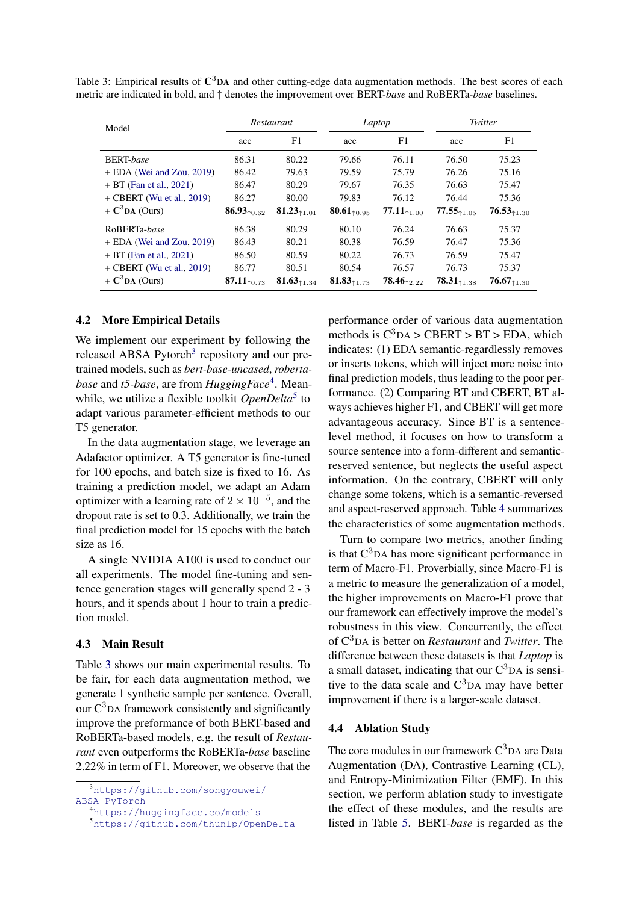Table 3: Empirical results of $\mathbf{C^3}$**DA** and other cutting-edge data augmentation methods. The best scores of each metric are indicated in bold, and ↑ denotes the improvement over BERT-*base* and RoBERTa-*base* baselines.

| Model | *Restaurant* | | *Laptop* | | *Twitter* | |
|---|---|---|---|---|---|---|
| | acc | F1 | acc | F1 | acc | F1 |
| BERT-*base* | 86.31 | 80.22 | 79.66 | 76.11 | 76.50 | 75.23 |
| + EDA (Wei and Zou, 2019) | 86.42 | 79.63 | 79.59 | 75.79 | 76.26 | 75.16 |
| + BT (Fan et al., 2021) | 86.47 | 80.29 | 79.67 | 76.35 | 76.63 | 75.47 |
| + CBERT (Wu et al., 2019) | 86.27 | 80.00 | 79.83 | 76.12 | 76.44 | 75.36 |
| + $\mathbf{C^3}$**DA** (Ours) | **86.93**$_{\uparrow 0.62}$ | **81.23**$_{\uparrow 1.01}$ | **80.61**$_{\uparrow 0.95}$ | **77.11**$_{\uparrow 1.00}$ | **77.55**$_{\uparrow 1.05}$ | **76.53**$_{\uparrow 1.30}$ |
| RoBERTa-*base* | 86.38 | 80.29 | 80.10 | 76.24 | 76.63 | 75.37 |
| + EDA (Wei and Zou, 2019) | 86.43 | 80.21 | 80.38 | 76.59 | 76.47 | 75.36 |
| + BT (Fan et al., 2021) | 86.50 | 80.59 | 80.22 | 76.73 | 76.59 | 75.47 |
| + CBERT (Wu et al., 2019) | 86.77 | 80.51 | 80.54 | 76.57 | 76.73 | 75.37 |
| + $\mathbf{C^3}$**DA** (Ours) | **87.11**$_{\uparrow 0.73}$ | **81.63**$_{\uparrow 1.34}$ | **81.83**$_{\uparrow 1.73}$ | **78.46**$_{\uparrow 2.22}$ | **78.31**$_{\uparrow 1.38}$ | **76.67**$_{\uparrow 1.30}$ |

## 4.2 More Empirical Details

We implement our experiment by following the released ABSA Pytorch[3] repository and our pre-trained models, such as *bert-base-uncased*, *roberta-base* and *t5-base*, are from *HuggingFace*[4]. Meanwhile, we utilize a flexible toolkit *OpenDelta*[5] to adapt various parameter-efficient methods to our T5 generator.

In the data augmentation stage, we leverage an Adafactor optimizer. A T5 generator is fine-tuned for 100 epochs, and batch size is fixed to 16. As training a prediction model, we adapt an Adam optimizer with a learning rate of $2 \times 10^{-5}$, and the dropout rate is set to 0.3. Additionally, we train the final prediction model for 15 epochs with the batch size as 16.

A single NVIDIA A100 is used to conduct our all experiments. The model fine-tuning and sentence generation stages will generally spend 2 - 3 hours, and it spends about 1 hour to train a prediction model.

## 4.3 Main Result

Table 3 shows our main experimental results. To be fair, for each data augmentation method, we generate 1 synthetic sample per sentence. Overall, our $\mathrm{C^3}$DA framework consistently and significantly improve the preformance of both BERT-based and RoBERTa-based models, e.g. the result of *Restaurant* even outperforms the RoBERTa-*base* baseline 2.22% in term of F1. Moreover, we observe that the performance order of various data augmentation methods is $\mathrm{C^3}$DA > CBERT > BT > EDA, which indicates: (1) EDA semantic-regardlessly removes or inserts tokens, which will inject more noise into final prediction models, thus leading to the poor performance. (2) Comparing BT and CBERT, BT always achieves higher F1, and CBERT will get more advantageous accuracy. Since BT is a sentence-level method, it focuses on how to transform a source sentence into a form-different and semantic-reserved sentence, but neglects the useful aspect information. On the contrary, CBERT will only change some tokens, which is a semantic-reversed and aspect-reserved approach. Table 4 summarizes the characteristics of some augmentation methods.

Turn to compare two metrics, another finding is that $\mathrm{C^3}$DA has more significant performance in term of Macro-F1. Proverbially, since Macro-F1 is a metric to measure the generalization of a model, the higher improvements on Macro-F1 prove that our framework can effectively improve the model's robustness in this view. Concurrently, the effect of $\mathrm{C^3}$DA is better on *Restaurant* and *Twitter*. The difference between these datasets is that *Laptop* is a small dataset, indicating that our $\mathrm{C^3}$DA is sensitive to the data scale and $\mathrm{C^3}$DA may have better improvement if there is a larger-scale dataset.

## 4.4 Ablation Study

The core modules in our framework $\mathrm{C^3}$DA are Data Augmentation (DA), Contrastive Learning (CL), and Entropy-Minimization Filter (EMF). In this section, we perform ablation study to investigate the effect of these modules, and the results are listed in Table 5. BERT-*base* is regarded as the

[3] https://github.com/songyouwei/ABSA-PyTorch

[4] https://huggingface.co/models

[5] https://github.com/thunlp/OpenDelta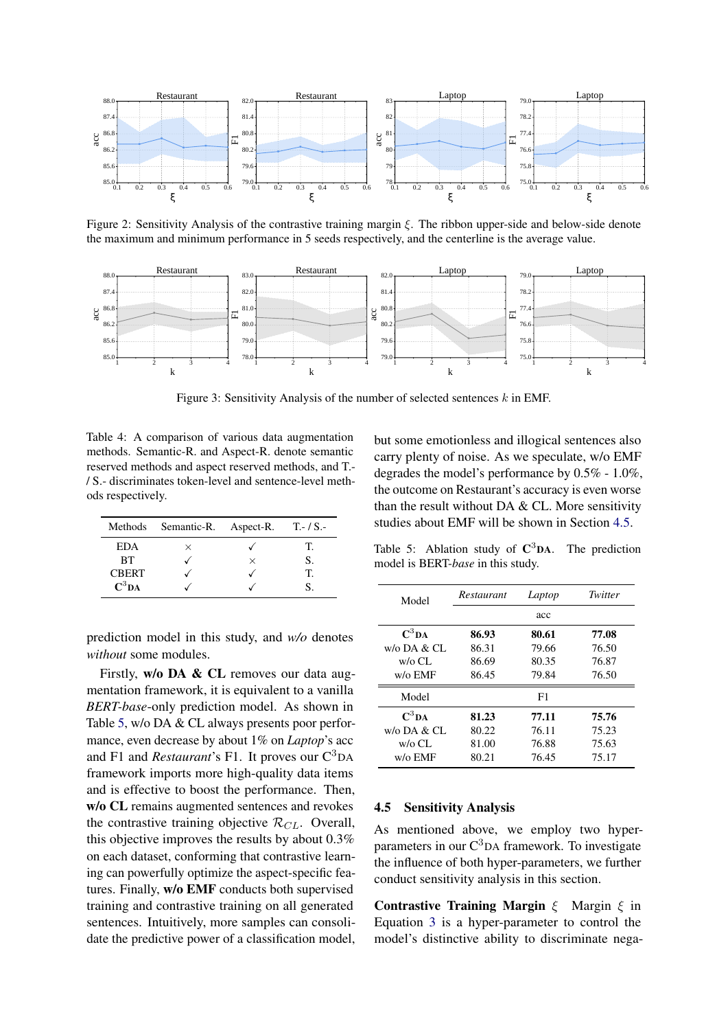Figure 2: Sensitivity Analysis of the contrastive training margin $\xi$. The ribbon upper-side and below-side denote the maximum and minimum performance in 5 seeds respectively, and the centerline is the average value.

Figure 3: Sensitivity Analysis of the number of selected sentences $k$ in EMF.

Table 4: A comparison of various data augmentation methods. Semantic-R. and Aspect-R. denote semantic reserved methods and aspect reserved methods, and T.- / S.- discriminates token-level and sentence-level methods respectively.

| Methods | Semantic-R. | Aspect-R. | T.- / S.- |
|---|---|---|---|
| EDA | × | ✓ | T. |
| BT | ✓ | × | S. |
| CBERT | ✓ | ✓ | T. |
| **C³DA** | ✓ | ✓ | S. |

prediction model in this study, and *w/o* denotes *without* some modules.

Firstly, **w/o DA & CL** removes our data augmentation framework, it is equivalent to a vanilla *BERT-base*-only prediction model. As shown in Table 5, w/o DA & CL always presents poor performance, even decrease by about 1% on *Laptop*'s acc and F1 and *Restaurant*'s F1. It proves our C³DA framework imports more high-quality data items and is effective to boost the performance. Then, **w/o CL** remains augmented sentences and revokes the contrastive training objective $\mathcal{R}_{CL}$. Overall, this objective improves the results by about 0.3% on each dataset, conforming that contrastive learning can powerfully optimize the aspect-specific features. Finally, **w/o EMF** conducts both supervised training and contrastive training on all generated sentences. Intuitively, more samples can consolidate the predictive power of a classification model, but some emotionless and illogical sentences also carry plenty of noise. As we speculate, w/o EMF degrades the model's performance by 0.5% - 1.0%, the outcome on Restaurant's accuracy is even worse than the result without DA & CL. More sensitivity studies about EMF will be shown in Section 4.5.

Table 5: Ablation study of **C³DA**. The prediction model is BERT-*base* in this study.

| Model | *Restaurant* | *Laptop* | *Twitter* |
|---|---|---|---|
| | acc | | |
| **C³DA** | **86.93** | **80.61** | **77.08** |
| w/o DA & CL | 86.31 | 79.66 | 76.50 |
| w/o CL | 86.69 | 80.35 | 76.87 |
| w/o EMF | 86.45 | 79.84 | 76.50 |
| Model | F1 | | |
| **C³DA** | **81.23** | **77.11** | **75.76** |
| w/o DA & CL | 80.22 | 76.11 | 75.23 |
| w/o CL | 81.00 | 76.88 | 75.63 |
| w/o EMF | 80.21 | 76.45 | 75.17 |

### 4.5 Sensitivity Analysis

As mentioned above, we employ two hyper-parameters in our C³DA framework. To investigate the influence of both hyper-parameters, we further conduct sensitivity analysis in this section.

**Contrastive Training Margin $\xi$** Margin $\xi$ in Equation 3 is a hyper-parameter to control the model's distinctive ability to discriminate nega-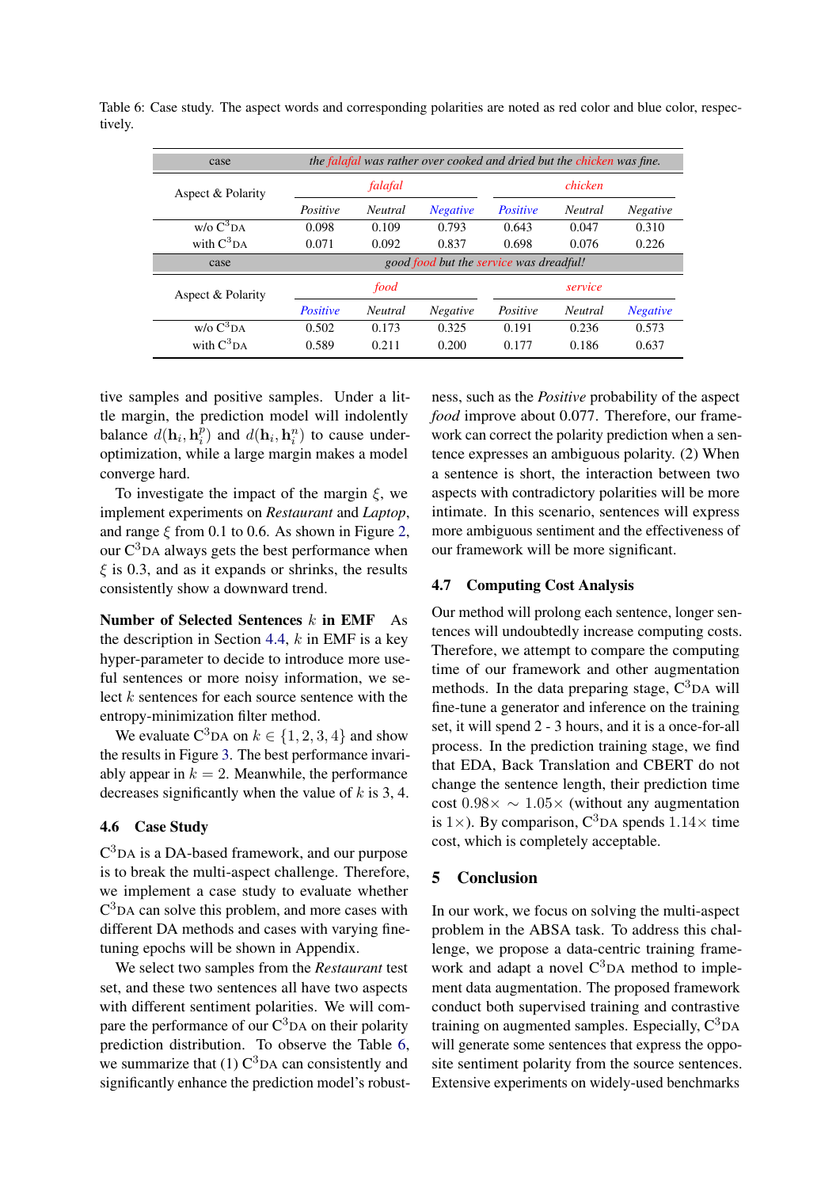Table 6: Case study. The aspect words and corresponding polarities are noted as red color and blue color, respectively.

| case | *the falafal was rather over cooked and dried but the chicken was fine.* | | | | | |
|---|---|---|---|---|---|---|
| Aspect & Polarity | *falafal* | | | *chicken* | | |
| | *Positive* | *Neutral* | *Negative* | *Positive* | *Neutral* | *Negative* |
| w/o C$^3$DA | 0.098 | 0.109 | 0.793 | 0.643 | 0.047 | 0.310 |
| with C$^3$DA | 0.071 | 0.092 | 0.837 | 0.698 | 0.076 | 0.226 |
| case | *good food but the service was dreadful!* | | | | | |
| Aspect & Polarity | *food* | | | *service* | | |
| | *Positive* | *Neutral* | *Negative* | *Positive* | *Neutral* | *Negative* |
| w/o C$^3$DA | 0.502 | 0.173 | 0.325 | 0.191 | 0.236 | 0.573 |
| with C$^3$DA | 0.589 | 0.211 | 0.200 | 0.177 | 0.186 | 0.637 |

tive samples and positive samples. Under a little margin, the prediction model will indolently balance $d(\mathbf{h}_i, \mathbf{h}_i^p)$ and $d(\mathbf{h}_i, \mathbf{h}_i^n)$ to cause under-optimization, while a large margin makes a model converge hard.

To investigate the impact of the margin $\xi$, we implement experiments on *Restaurant* and *Laptop*, and range $\xi$ from 0.1 to 0.6. As shown in Figure 2, our C$^3$DA always gets the best performance when $\xi$ is 0.3, and as it expands or shrinks, the results consistently show a downward trend.

**Number of Selected Sentences $k$ in EMF** As the description in Section 4.4, $k$ in EMF is a key hyper-parameter to decide to introduce more useful sentences or more noisy information, we select $k$ sentences for each source sentence with the entropy-minimization filter method.

We evaluate C$^3$DA on $k \in \{1, 2, 3, 4\}$ and show the results in Figure 3. The best performance invariably appear in $k = 2$. Meanwhile, the performance decreases significantly when the value of $k$ is 3, 4.

### 4.6 Case Study

C$^3$DA is a DA-based framework, and our purpose is to break the multi-aspect challenge. Therefore, we implement a case study to evaluate whether C$^3$DA can solve this problem, and more cases with different DA methods and cases with varying fine-tuning epochs will be shown in Appendix.

We select two samples from the *Restaurant* test set, and these two sentences all have two aspects with different sentiment polarities. We will compare the performance of our C$^3$DA on their polarity prediction distribution. To observe the Table 6, we summarize that (1) C$^3$DA can consistently and significantly enhance the prediction model's robustness, such as the *Positive* probability of the aspect *food* improve about 0.077. Therefore, our framework can correct the polarity prediction when a sentence expresses an ambiguous polarity. (2) When a sentence is short, the interaction between two aspects with contradictory polarities will be more intimate. In this scenario, sentences will express more ambiguous sentiment and the effectiveness of our framework will be more significant.

### 4.7 Computing Cost Analysis

Our method will prolong each sentence, longer sentences will undoubtedly increase computing costs. Therefore, we attempt to compare the computing time of our framework and other augmentation methods. In the data preparing stage, C$^3$DA will fine-tune a generator and inference on the training set, it will spend 2 - 3 hours, and it is a once-for-all process. In the prediction training stage, we find that EDA, Back Translation and CBERT do not change the sentence length, their prediction time cost $0.98\times \sim 1.05\times$ (without any augmentation is $1\times$). By comparison, C$^3$DA spends $1.14\times$ time cost, which is completely acceptable.

## 5 Conclusion

In our work, we focus on solving the multi-aspect problem in the ABSA task. To address this challenge, we propose a data-centric training framework and adapt a novel C$^3$DA method to implement data augmentation. The proposed framework conduct both supervised training and contrastive training on augmented samples. Especially, C$^3$DA will generate some sentences that express the opposite sentiment polarity from the source sentences. Extensive experiments on widely-used benchmarks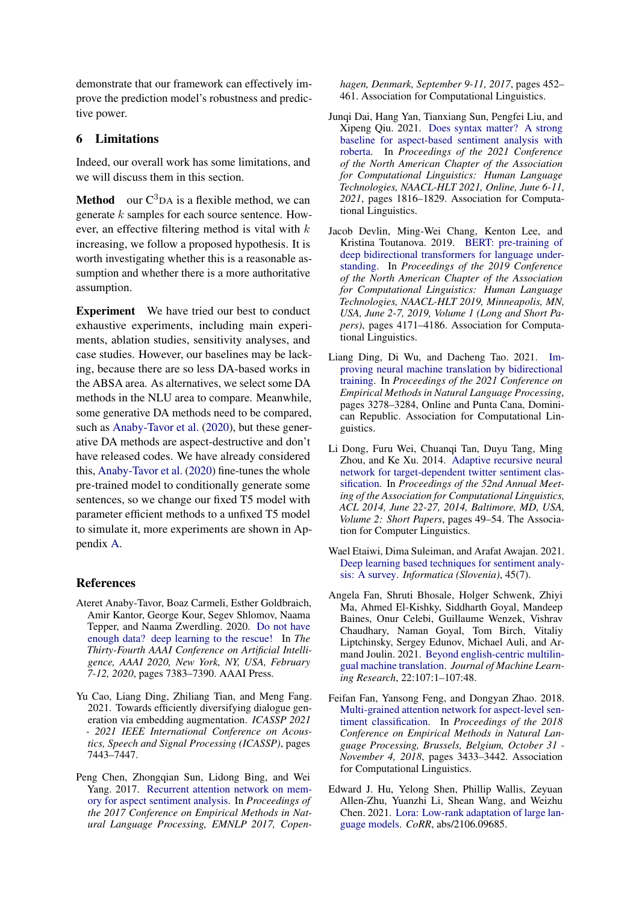demonstrate that our framework can effectively improve the prediction model's robustness and predictive power.

## 6 Limitations

Indeed, our overall work has some limitations, and we will discuss them in this section.

**Method** our C$^3$DA is a flexible method, we can generate $k$ samples for each source sentence. However, an effective filtering method is vital with $k$ increasing, we follow a proposed hypothesis. It is worth investigating whether this is a reasonable assumption and whether there is a more authoritative assumption.

**Experiment** We have tried our best to conduct exhaustive experiments, including main experiments, ablation studies, sensitivity analyses, and case studies. However, our baselines may be lacking, because there are so less DA-based works in the ABSA area. As alternatives, we select some DA methods in the NLU area to compare. Meanwhile, some generative DA methods need to be compared, such as Anaby-Tavor et al. (2020), but these generative DA methods are aspect-destructive and don't have released codes. We have already considered this, Anaby-Tavor et al. (2020) fine-tunes the whole pre-trained model to conditionally generate some sentences, so we change our fixed T5 model with parameter efficient methods to a unfixed T5 model to simulate it, more experiments are shown in Appendix A.

## References

Ateret Anaby-Tavor, Boaz Carmeli, Esther Goldbraich, Amir Kantor, George Kour, Segev Shlomov, Naama Tepper, and Naama Zwerdling. 2020. Do not have enough data? deep learning to the rescue! In *The Thirty-Fourth AAAI Conference on Artificial Intelligence, AAAI 2020, New York, NY, USA, February 7-12, 2020*, pages 7383–7390. AAAI Press.

Yu Cao, Liang Ding, Zhiliang Tian, and Meng Fang. 2021. Towards efficiently diversifying dialogue generation via embedding augmentation. *ICASSP 2021 - 2021 IEEE International Conference on Acoustics, Speech and Signal Processing (ICASSP)*, pages 7443–7447.

Peng Chen, Zhongqian Sun, Lidong Bing, and Wei Yang. 2017. Recurrent attention network on memory for aspect sentiment analysis. In *Proceedings of the 2017 Conference on Empirical Methods in Natural Language Processing, EMNLP 2017, Copenhagen, Denmark, September 9-11, 2017*, pages 452–461. Association for Computational Linguistics.

Junqi Dai, Hang Yan, Tianxiang Sun, Pengfei Liu, and Xipeng Qiu. 2021. Does syntax matter? A strong baseline for aspect-based sentiment analysis with roberta. In *Proceedings of the 2021 Conference of the North American Chapter of the Association for Computational Linguistics: Human Language Technologies, NAACL-HLT 2021, Online, June 6-11, 2021*, pages 1816–1829. Association for Computational Linguistics.

Jacob Devlin, Ming-Wei Chang, Kenton Lee, and Kristina Toutanova. 2019. BERT: pre-training of deep bidirectional transformers for language understanding. In *Proceedings of the 2019 Conference of the North American Chapter of the Association for Computational Linguistics: Human Language Technologies, NAACL-HLT 2019, Minneapolis, MN, USA, June 2-7, 2019, Volume 1 (Long and Short Papers)*, pages 4171–4186. Association for Computational Linguistics.

Liang Ding, Di Wu, and Dacheng Tao. 2021. Improving neural machine translation by bidirectional training. In *Proceedings of the 2021 Conference on Empirical Methods in Natural Language Processing*, pages 3278–3284, Online and Punta Cana, Dominican Republic. Association for Computational Linguistics.

Li Dong, Furu Wei, Chuanqi Tan, Duyu Tang, Ming Zhou, and Ke Xu. 2014. Adaptive recursive neural network for target-dependent twitter sentiment classification. In *Proceedings of the 52nd Annual Meeting of the Association for Computational Linguistics, ACL 2014, June 22-27, 2014, Baltimore, MD, USA, Volume 2: Short Papers*, pages 49–54. The Association for Computer Linguistics.

Wael Etaiwi, Dima Suleiman, and Arafat Awajan. 2021. Deep learning based techniques for sentiment analysis: A survey. *Informatica (Slovenia)*, 45(7).

Angela Fan, Shruti Bhosale, Holger Schwenk, Zhiyi Ma, Ahmed El-Kishky, Siddharth Goyal, Mandeep Baines, Onur Celebi, Guillaume Wenzek, Vishrav Chaudhary, Naman Goyal, Tom Birch, Vitaliy Liptchinsky, Sergey Edunov, Michael Auli, and Armand Joulin. 2021. Beyond english-centric multilingual machine translation. *Journal of Machine Learning Research*, 22:107:1–107:48.

Feifan Fan, Yansong Feng, and Dongyan Zhao. 2018. Multi-grained attention network for aspect-level sentiment classification. In *Proceedings of the 2018 Conference on Empirical Methods in Natural Language Processing, Brussels, Belgium, October 31 - November 4, 2018*, pages 3433–3442. Association for Computational Linguistics.

Edward J. Hu, Yelong Shen, Phillip Wallis, Zeyuan Allen-Zhu, Yuanzhi Li, Shean Wang, and Weizhu Chen. 2021. Lora: Low-rank adaptation of large language models. *CoRR*, abs/2106.09685.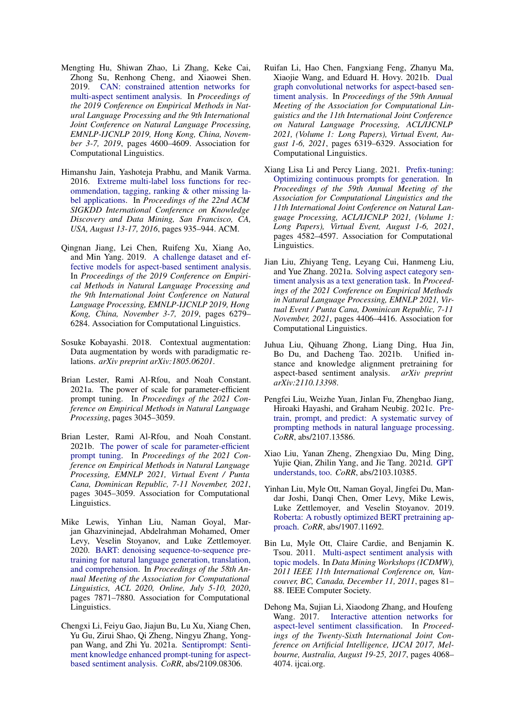Mengting Hu, Shiwan Zhao, Li Zhang, Keke Cai, Zhong Su, Renhong Cheng, and Xiaowei Shen. 2019. CAN: constrained attention networks for multi-aspect sentiment analysis. In *Proceedings of the 2019 Conference on Empirical Methods in Natural Language Processing and the 9th International Joint Conference on Natural Language Processing, EMNLP-IJCNLP 2019, Hong Kong, China, November 3-7, 2019*, pages 4600–4609. Association for Computational Linguistics.

Himanshu Jain, Yashoteja Prabhu, and Manik Varma. 2016. Extreme multi-label loss functions for recommendation, tagging, ranking & other missing label applications. In *Proceedings of the 22nd ACM SIGKDD International Conference on Knowledge Discovery and Data Mining, San Francisco, CA, USA, August 13-17, 2016*, pages 935–944. ACM.

Qingnan Jiang, Lei Chen, Ruifeng Xu, Xiang Ao, and Min Yang. 2019. A challenge dataset and effective models for aspect-based sentiment analysis. In *Proceedings of the 2019 Conference on Empirical Methods in Natural Language Processing and the 9th International Joint Conference on Natural Language Processing, EMNLP-IJCNLP 2019, Hong Kong, China, November 3-7, 2019*, pages 6279–6284. Association for Computational Linguistics.

Sosuke Kobayashi. 2018. Contextual augmentation: Data augmentation by words with paradigmatic relations. *arXiv preprint arXiv:1805.06201*.

Brian Lester, Rami Al-Rfou, and Noah Constant. 2021a. The power of scale for parameter-efficient prompt tuning. In *Proceedings of the 2021 Conference on Empirical Methods in Natural Language Processing*, pages 3045–3059.

Brian Lester, Rami Al-Rfou, and Noah Constant. 2021b. The power of scale for parameter-efficient prompt tuning. In *Proceedings of the 2021 Conference on Empirical Methods in Natural Language Processing, EMNLP 2021, Virtual Event / Punta Cana, Dominican Republic, 7-11 November, 2021*, pages 3045–3059. Association for Computational Linguistics.

Mike Lewis, Yinhan Liu, Naman Goyal, Marjan Ghazvininejad, Abdelrahman Mohamed, Omer Levy, Veselin Stoyanov, and Luke Zettlemoyer. 2020. BART: denoising sequence-to-sequence pre-training for natural language generation, translation, and comprehension. In *Proceedings of the 58th Annual Meeting of the Association for Computational Linguistics, ACL 2020, Online, July 5-10, 2020*, pages 7871–7880. Association for Computational Linguistics.

Chengxi Li, Feiyu Gao, Jiajun Bu, Lu Xu, Xiang Chen, Yu Gu, Zirui Shao, Qi Zheng, Ningyu Zhang, Yongpan Wang, and Zhi Yu. 2021a. Sentiprompt: Sentiment knowledge enhanced prompt-tuning for aspect-based sentiment analysis. *CoRR*, abs/2109.08306.

Ruifan Li, Hao Chen, Fangxiang Feng, Zhanyu Ma, Xiaojie Wang, and Eduard H. Hovy. 2021b. Dual graph convolutional networks for aspect-based sentiment analysis. In *Proceedings of the 59th Annual Meeting of the Association for Computational Linguistics and the 11th International Joint Conference on Natural Language Processing, ACL/IJCNLP 2021, (Volume 1: Long Papers), Virtual Event, August 1-6, 2021*, pages 6319–6329. Association for Computational Linguistics.

Xiang Lisa Li and Percy Liang. 2021. Prefix-tuning: Optimizing continuous prompts for generation. In *Proceedings of the 59th Annual Meeting of the Association for Computational Linguistics and the 11th International Joint Conference on Natural Language Processing, ACL/IJCNLP 2021, (Volume 1: Long Papers), Virtual Event, August 1-6, 2021*, pages 4582–4597. Association for Computational Linguistics.

Jian Liu, Zhiyang Teng, Leyang Cui, Hanmeng Liu, and Yue Zhang. 2021a. Solving aspect category sentiment analysis as a text generation task. In *Proceedings of the 2021 Conference on Empirical Methods in Natural Language Processing, EMNLP 2021, Virtual Event / Punta Cana, Dominican Republic, 7-11 November, 2021*, pages 4406–4416. Association for Computational Linguistics.

Juhua Liu, Qihuang Zhong, Liang Ding, Hua Jin, Bo Du, and Dacheng Tao. 2021b. Unified instance and knowledge alignment pretraining for aspect-based sentiment analysis. *arXiv preprint arXiv:2110.13398*.

Pengfei Liu, Weizhe Yuan, Jinlan Fu, Zhengbao Jiang, Hiroaki Hayashi, and Graham Neubig. 2021c. Pre-train, prompt, and predict: A systematic survey of prompting methods in natural language processing. *CoRR*, abs/2107.13586.

Xiao Liu, Yanan Zheng, Zhengxiao Du, Ming Ding, Yujie Qian, Zhilin Yang, and Jie Tang. 2021d. GPT understands, too. *CoRR*, abs/2103.10385.

Yinhan Liu, Myle Ott, Naman Goyal, Jingfei Du, Mandar Joshi, Danqi Chen, Omer Levy, Mike Lewis, Luke Zettlemoyer, and Veselin Stoyanov. 2019. Roberta: A robustly optimized BERT pretraining approach. *CoRR*, abs/1907.11692.

Bin Lu, Myle Ott, Claire Cardie, and Benjamin K. Tsou. 2011. Multi-aspect sentiment analysis with topic models. In *Data Mining Workshops (ICDMW), 2011 IEEE 11th International Conference on, Vancouver, BC, Canada, December 11, 2011*, pages 81–88. IEEE Computer Society.

Dehong Ma, Sujian Li, Xiaodong Zhang, and Houfeng Wang. 2017. Interactive attention networks for aspect-level sentiment classification. In *Proceedings of the Twenty-Sixth International Joint Conference on Artificial Intelligence, IJCAI 2017, Melbourne, Australia, August 19-25, 2017*, pages 4068–4074. ijcai.org.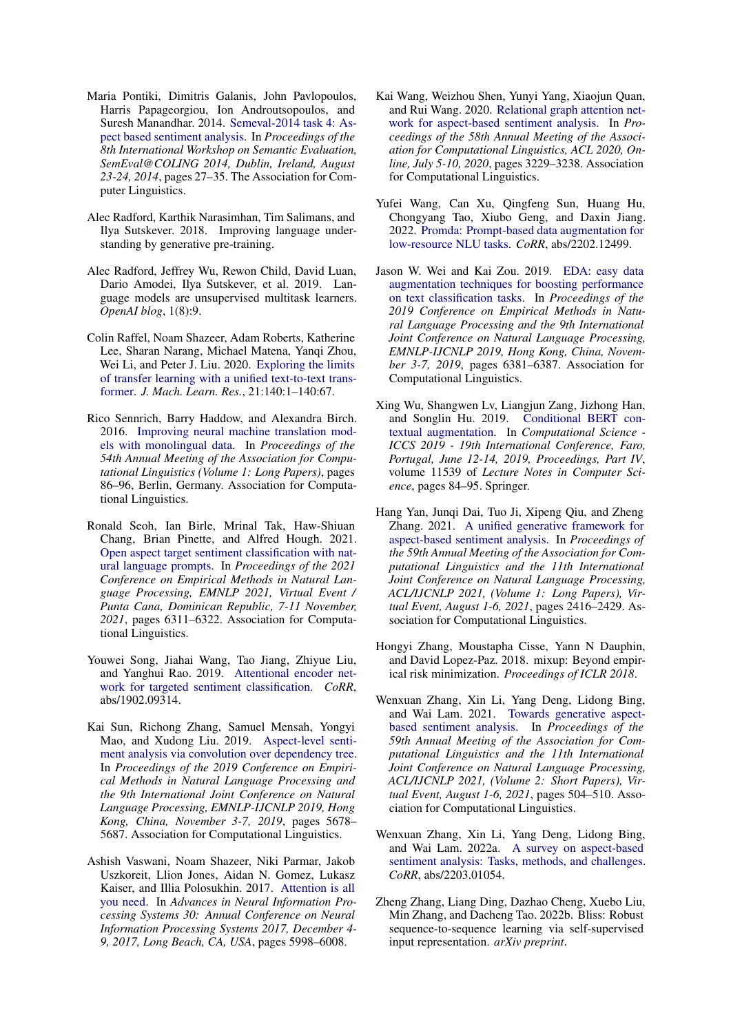Maria Pontiki, Dimitris Galanis, John Pavlopoulos, Harris Papageorgiou, Ion Androutsopoulos, and Suresh Manandhar. 2014. Semeval-2014 task 4: Aspect based sentiment analysis. In *Proceedings of the 8th International Workshop on Semantic Evaluation, SemEval@COLING 2014, Dublin, Ireland, August 23-24, 2014*, pages 27–35. The Association for Computer Linguistics.

Alec Radford, Karthik Narasimhan, Tim Salimans, and Ilya Sutskever. 2018. Improving language understanding by generative pre-training.

Alec Radford, Jeffrey Wu, Rewon Child, David Luan, Dario Amodei, Ilya Sutskever, et al. 2019. Language models are unsupervised multitask learners. *OpenAI blog*, 1(8):9.

Colin Raffel, Noam Shazeer, Adam Roberts, Katherine Lee, Sharan Narang, Michael Matena, Yanqi Zhou, Wei Li, and Peter J. Liu. 2020. Exploring the limits of transfer learning with a unified text-to-text transformer. *J. Mach. Learn. Res.*, 21:140:1–140:67.

Rico Sennrich, Barry Haddow, and Alexandra Birch. 2016. Improving neural machine translation models with monolingual data. In *Proceedings of the 54th Annual Meeting of the Association for Computational Linguistics (Volume 1: Long Papers)*, pages 86–96, Berlin, Germany. Association for Computational Linguistics.

Ronald Seoh, Ian Birle, Mrinal Tak, Haw-Shiuan Chang, Brian Pinette, and Alfred Hough. 2021. Open aspect target sentiment classification with natural language prompts. In *Proceedings of the 2021 Conference on Empirical Methods in Natural Language Processing, EMNLP 2021, Virtual Event / Punta Cana, Dominican Republic, 7-11 November, 2021*, pages 6311–6322. Association for Computational Linguistics.

Youwei Song, Jiahai Wang, Tao Jiang, Zhiyue Liu, and Yanghui Rao. 2019. Attentional encoder network for targeted sentiment classification. *CoRR*, abs/1902.09314.

Kai Sun, Richong Zhang, Samuel Mensah, Yongyi Mao, and Xudong Liu. 2019. Aspect-level sentiment analysis via convolution over dependency tree. In *Proceedings of the 2019 Conference on Empirical Methods in Natural Language Processing and the 9th International Joint Conference on Natural Language Processing, EMNLP-IJCNLP 2019, Hong Kong, China, November 3-7, 2019*, pages 5678–5687. Association for Computational Linguistics.

Ashish Vaswani, Noam Shazeer, Niki Parmar, Jakob Uszkoreit, Llion Jones, Aidan N. Gomez, Lukasz Kaiser, and Illia Polosukhin. 2017. Attention is all you need. In *Advances in Neural Information Processing Systems 30: Annual Conference on Neural Information Processing Systems 2017, December 4-9, 2017, Long Beach, CA, USA*, pages 5998–6008.

Kai Wang, Weizhou Shen, Yunyi Yang, Xiaojun Quan, and Rui Wang. 2020. Relational graph attention network for aspect-based sentiment analysis. In *Proceedings of the 58th Annual Meeting of the Association for Computational Linguistics, ACL 2020, Online, July 5-10, 2020*, pages 3229–3238. Association for Computational Linguistics.

Yufei Wang, Can Xu, Qingfeng Sun, Huang Hu, Chongyang Tao, Xiubo Geng, and Daxin Jiang. 2022. Promda: Prompt-based data augmentation for low-resource NLU tasks. *CoRR*, abs/2202.12499.

Jason W. Wei and Kai Zou. 2019. EDA: easy data augmentation techniques for boosting performance on text classification tasks. In *Proceedings of the 2019 Conference on Empirical Methods in Natural Language Processing and the 9th International Joint Conference on Natural Language Processing, EMNLP-IJCNLP 2019, Hong Kong, China, November 3-7, 2019*, pages 6381–6387. Association for Computational Linguistics.

Xing Wu, Shangwen Lv, Liangjun Zang, Jizhong Han, and Songlin Hu. 2019. Conditional BERT contextual augmentation. In *Computational Science - ICCS 2019 - 19th International Conference, Faro, Portugal, June 12-14, 2019, Proceedings, Part IV*, volume 11539 of *Lecture Notes in Computer Science*, pages 84–95. Springer.

Hang Yan, Junqi Dai, Tuo Ji, Xipeng Qiu, and Zheng Zhang. 2021. A unified generative framework for aspect-based sentiment analysis. In *Proceedings of the 59th Annual Meeting of the Association for Computational Linguistics and the 11th International Joint Conference on Natural Language Processing, ACL/IJCNLP 2021, (Volume 1: Long Papers), Virtual Event, August 1-6, 2021*, pages 2416–2429. Association for Computational Linguistics.

Hongyi Zhang, Moustapha Cisse, Yann N Dauphin, and David Lopez-Paz. 2018. mixup: Beyond empirical risk minimization. *Proceedings of ICLR 2018*.

Wenxuan Zhang, Xin Li, Yang Deng, Lidong Bing, and Wai Lam. 2021. Towards generative aspect-based sentiment analysis. In *Proceedings of the 59th Annual Meeting of the Association for Computational Linguistics and the 11th International Joint Conference on Natural Language Processing, ACL/IJCNLP 2021, (Volume 2: Short Papers), Virtual Event, August 1-6, 2021*, pages 504–510. Association for Computational Linguistics.

Wenxuan Zhang, Xin Li, Yang Deng, Lidong Bing, and Wai Lam. 2022a. A survey on aspect-based sentiment analysis: Tasks, methods, and challenges. *CoRR*, abs/2203.01054.

Zheng Zhang, Liang Ding, Dazhao Cheng, Xuebo Liu, Min Zhang, and Dacheng Tao. 2022b. Bliss: Robust sequence-to-sequence learning via self-supervised input representation. *arXiv preprint*.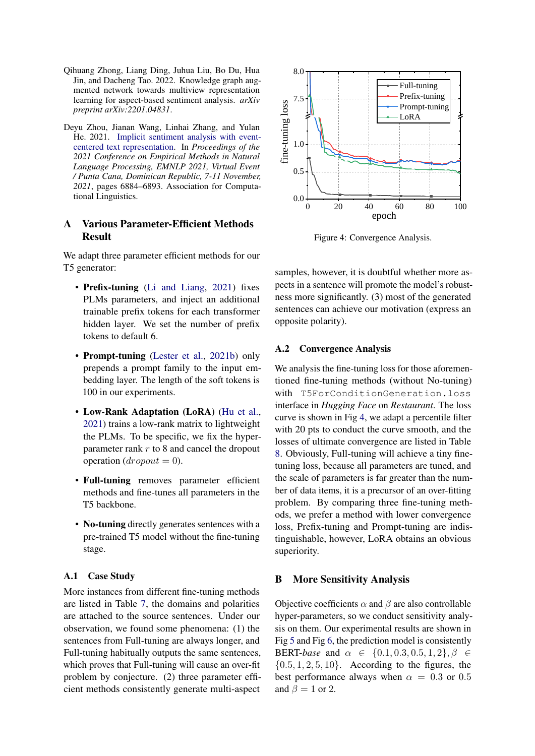Qihuang Zhong, Liang Ding, Juhua Liu, Bo Du, Hua Jin, and Dacheng Tao. 2022. Knowledge graph augmented network towards multiview representation learning for aspect-based sentiment analysis. *arXiv preprint arXiv:2201.04831*.

Deyu Zhou, Jianan Wang, Linhai Zhang, and Yulan He. 2021. Implicit sentiment analysis with event-centered text representation. In *Proceedings of the 2021 Conference on Empirical Methods in Natural Language Processing, EMNLP 2021, Virtual Event / Punta Cana, Dominican Republic, 7-11 November, 2021*, pages 6884–6893. Association for Computational Linguistics.

# A Various Parameter-Efficient Methods Result

We adapt three parameter efficient methods for our T5 generator:

- **Prefix-tuning** (Li and Liang, 2021) fixes PLMs parameters, and inject an additional trainable prefix tokens for each transformer hidden layer. We set the number of prefix tokens to default 6.
- **Prompt-tuning** (Lester et al., 2021b) only prepends a prompt family to the input embedding layer. The length of the soft tokens is 100 in our experiments.
- **Low-Rank Adaptation (LoRA)** (Hu et al., 2021) trains a low-rank matrix to lightweight the PLMs. To be specific, we fix the hyper-parameter rank $r$ to 8 and cancel the dropout operation ($dropout = 0$).
- **Full-tuning** removes parameter efficient methods and fine-tunes all parameters in the T5 backbone.
- **No-tuning** directly generates sentences with a pre-trained T5 model without the fine-tuning stage.

## A.1 Case Study

More instances from different fine-tuning methods are listed in Table 7, the domains and polarities are attached to the source sentences. Under our observation, we found some phenomena: (1) the sentences from Full-tuning are always longer, and Full-tuning habitually outputs the same sentences, which proves that Full-tuning will cause an over-fit problem by conjecture. (2) three parameter efficient methods consistently generate multi-aspect samples, however, it is doubtful whether more aspects in a sentence will promote the model's robustness more significantly. (3) most of the generated sentences can achieve our motivation (express an opposite polarity).

Figure 4: Convergence Analysis.

## A.2 Convergence Analysis

We analysis the fine-tuning loss for those aforementioned fine-tuning methods (without No-tuning) with `T5ForConditionGeneration.loss` interface in *Hugging Face* on *Restaurant*. The loss curve is shown in Fig 4, we adapt a percentile filter with 20 pts to conduct the curve smooth, and the losses of ultimate convergence are listed in Table 8. Obviously, Full-tuning will achieve a tiny fine-tuning loss, because all parameters are tuned, and the scale of parameters is far greater than the number of data items, it is a precursor of an over-fitting problem. By comparing three fine-tuning methods, we prefer a method with lower convergence loss, Prefix-tuning and Prompt-tuning are indistinguishable, however, LoRA obtains an obvious superiority.

# B More Sensitivity Analysis

Objective coefficients $\alpha$ and $\beta$ are also controllable hyper-parameters, so we conduct sensitivity analysis on them. Our experimental results are shown in Fig 5 and Fig 6, the prediction model is consistently BERT-*base* and $\alpha \in \{0.1, 0.3, 0.5, 1, 2\}, \beta \in \{0.5, 1, 2, 5, 10\}$. According to the figures, the best performance always when $\alpha = 0.3$ or $0.5$ and $\beta = 1$ or $2$.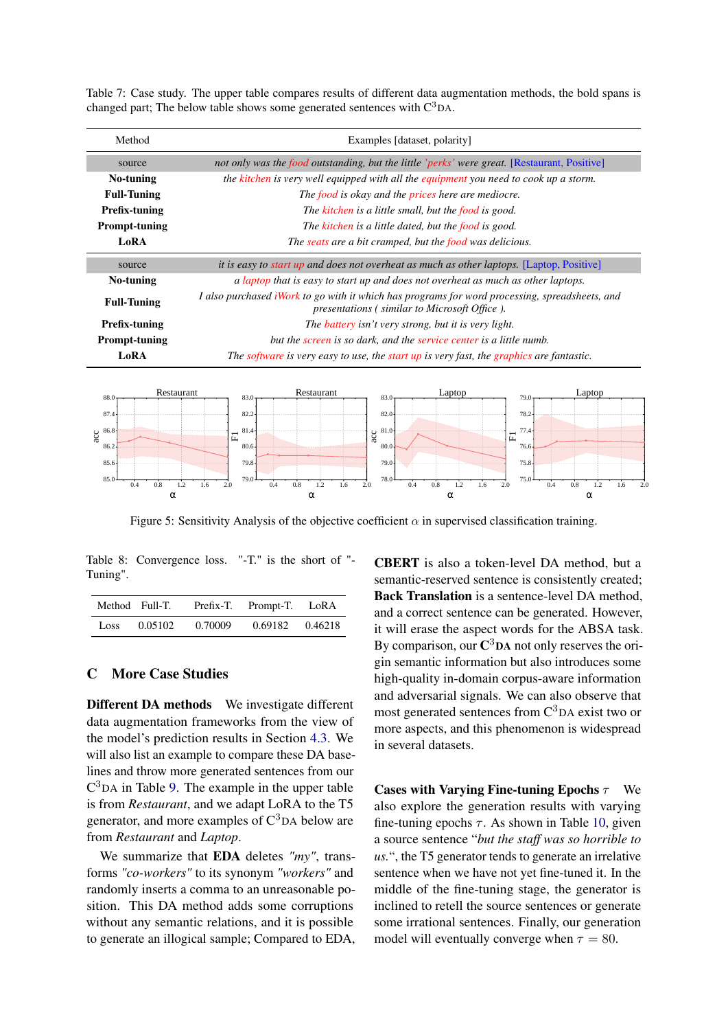Table 7: Case study. The upper table compares results of different data augmentation methods, the bold spans is changed part; The below table shows some generated sentences with C$^3$DA.

| Method | Examples [dataset, polarity] |
|---|---|
| source | *not only was the food outstanding, but the little 'perks' were great.* [Restaurant, Positive] |
| **No-tuning** | *the kitchen is very well equipped with all the equipment you need to cook up a storm.* |
| **Full-Tuning** | *The food is okay and the prices here are mediocre.* |
| **Prefix-tuning** | *The kitchen is a little small, but the food is good.* |
| **Prompt-tuning** | *The kitchen is a little dated, but the food is good.* |
| **LoRA** | *The seats are a bit cramped, but the food was delicious.* |
| source | *it is easy to start up and does not overheat as much as other laptops.* [Laptop, Positive] |
| **No-tuning** | *a laptop that is easy to start up and does not overheat as much as other laptops.* |
| **Full-Tuning** | *I also purchased iWork to go with it which has programs for word processing, spreadsheets, and presentations ( similar to Microsoft Office ).* |
| **Prefix-tuning** | *The battery isn't very strong, but it is very light.* |
| **Prompt-tuning** | *but the screen is so dark, and the service center is a little numb.* |
| **LoRA** | *The software is very easy to use, the start up is very fast, the graphics are fantastic.* |

Figure 5: Sensitivity Analysis of the objective coefficient $\alpha$ in supervised classification training.

Table 8: Convergence loss. "-T." is the short of "-Tuning".

| Method | Full-T. | Prefix-T. | Prompt-T. | LoRA |
|---|---|---|---|---|
| Loss | 0.05102 | 0.70009 | 0.69182 | 0.46218 |

## C More Case Studies

**Different DA methods** We investigate different data augmentation frameworks from the view of the model's prediction results in Section 4.3. We will also list an example to compare these DA baselines and throw more generated sentences from our C$^3$DA in Table 9. The example in the upper table is from *Restaurant*, and we adapt LoRA to the T5 generator, and more examples of C$^3$DA below are from *Restaurant* and *Laptop*.

We summarize that **EDA** deletes *"my"*, transforms *"co-workers"* to its synonym *"workers"* and randomly inserts a comma to an unreasonable position. This DA method adds some corruptions without any semantic relations, and it is possible to generate an illogical sample; Compared to EDA, **CBERT** is also a token-level DA method, but a semantic-reserved sentence is consistently created; **Back Translation** is a sentence-level DA method, and a correct sentence can be generated. However, it will erase the aspect words for the ABSA task. By comparison, our **C$^3$DA** not only reserves the origin semantic information but also introduces some high-quality in-domain corpus-aware information and adversarial signals. We can also observe that most generated sentences from C$^3$DA exist two or more aspects, and this phenomenon is widespread in several datasets.

**Cases with Varying Fine-tuning Epochs** $\tau$ We also explore the generation results with varying fine-tuning epochs $\tau$. As shown in Table 10, given a source sentence "*but the staff was so horrible to us.*", the T5 generator tends to generate an irrelative sentence when we have not yet fine-tuned it. In the middle of the fine-tuning stage, the generator is inclined to retell the source sentences or generate some irrational sentences. Finally, our generation model will eventually converge when $\tau = 80$.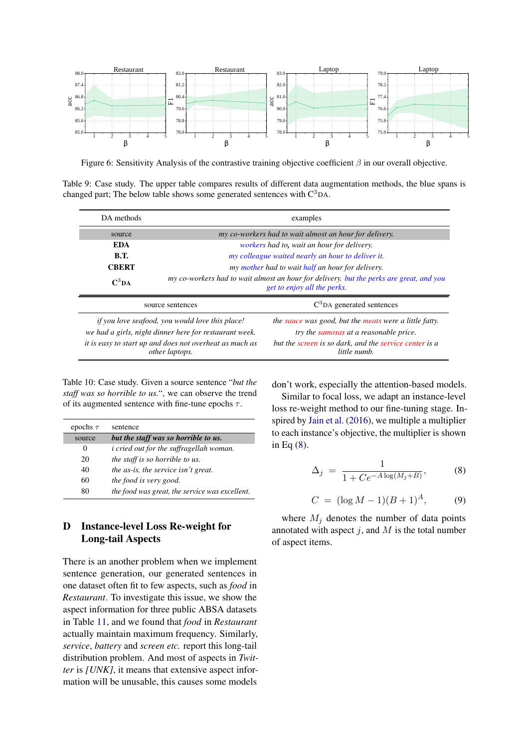Figure 6: Sensitivity Analysis of the contrastive training objective coefficient $\beta$ in our overall objective.

Table 9: Case study. The upper table compares results of different data augmentation methods, the blue spans is changed part; The below table shows some generated sentences with C[3]DA.

| DA methods | examples |
|---|---|
| source | *my co-workers had to wait almost an hour for delivery.* |
| **EDA** | *workers had to, wait an hour for delivery.* |
| **B.T.** | *my colleague waited nearly an hour to deliver it.* |
| **CBERT** | *my mother had to wait half an hour for delivery.* |
| **C[3]DA** | *my co-workers had to wait almost an hour for delivery. but the perks are great, and you get to enjoy all the perks.* |

| source sentences | C[3]DA generated sentences |
|---|---|
| *if you love seafood, you would love this place!* | *the sauce was good, but the meats were a little fatty.* |
| *we had a girls, night dinner here for restaurant week.* | *try the samosas at a reasonable price.* |
| *it is easy to start up and does not overheat as much as other laptops.* | *but the screen is so dark, and the service center is a little numb.* |

Table 10: Case study. Given a source sentence "*but the staff was so horrible to us.*", we can observe the trend of its augmented sentence with fine-tune epochs $\tau$.

| epochs $\tau$ | sentence |
|---|---|
| source | ***but the staff was so horrible to us.*** |
| 0 | *i cried out for the suffragellah woman.* |
| 20 | *the staff is so horrible to us.* |
| 40 | *the as-is, the service isn't great.* |
| 60 | *the food is very good.* |
| 80 | *the food was great, the service was excellent.* |

## D Instance-level Loss Re-weight for Long-tail Aspects

There is an another problem when we implement sentence generation, our generated sentences in one dataset often fit to few aspects, such as *food* in *Restaurant*. To investigate this issue, we show the aspect information for three public ABSA datasets in Table 11, and we found that *food* in *Restaurant* actually maintain maximum frequency. Similarly, *service*, *battery* and *screen etc.* report this long-tail distribution problem. And most of aspects in *Twitter* is *[UNK]*, it means that extensive aspect information will be unusable, this causes some models don't work, especially the attention-based models.

Similar to focal loss, we adapt an instance-level loss re-weight method to our fine-tuning stage. Inspired by Jain et al. (2016), we multiple a multiplier to each instance's objective, the multiplier is shown in Eq (8).

$$\Delta_j = \frac{1}{1 + Ce^{-A\log(M_j + B)}}, \tag{8}$$

$$C = (\log M - 1)(B + 1)^A, \tag{9}$$

where $M_j$ denotes the number of data points annotated with aspect $j$, and $M$ is the total number of aspect items.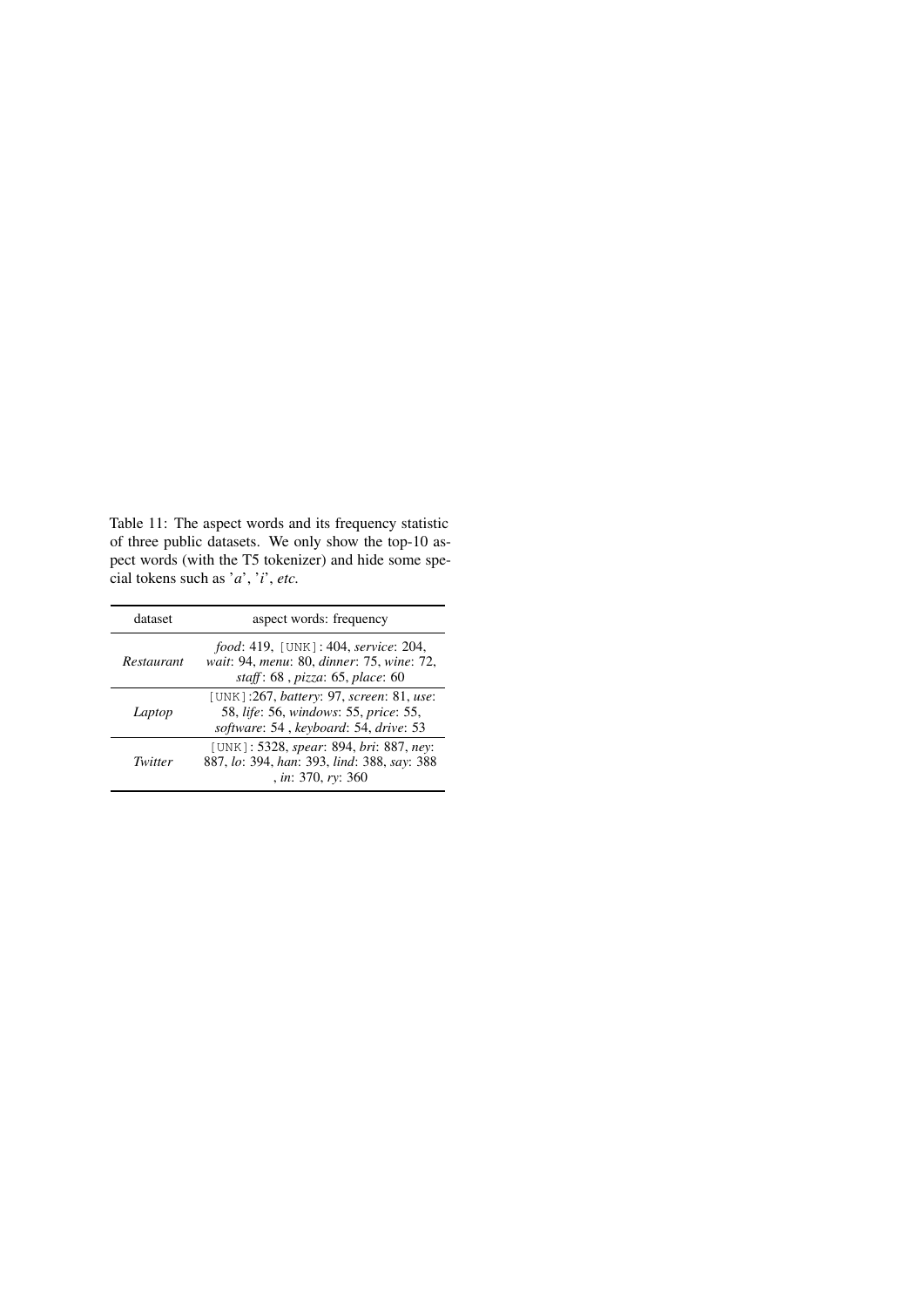Table 11: The aspect words and its frequency statistic of three public datasets. We only show the top-10 aspect words (with the T5 tokenizer) and hide some special tokens such as '*a*', '*i*', *etc.*

| dataset | aspect words: frequency |
|---|---|
| *Restaurant* | *food*: 419, `[UNK]`: 404, *service*: 204, *wait*: 94, *menu*: 80, *dinner*: 75, *wine*: 72, *staff*: 68 , *pizza*: 65, *place*: 60 |
| *Laptop* | `[UNK]`:267, *battery*: 97, *screen*: 81, *use*: 58, *life*: 56, *windows*: 55, *price*: 55, *software*: 54 , *keyboard*: 54, *drive*: 53 |
| *Twitter* | `[UNK]`: 5328, *spear*: 894, *bri*: 887, *ney*: 887, *lo*: 394, *han*: 393, *lind*: 388, *say*: 388 , *in*: 370, *ry*: 360 |